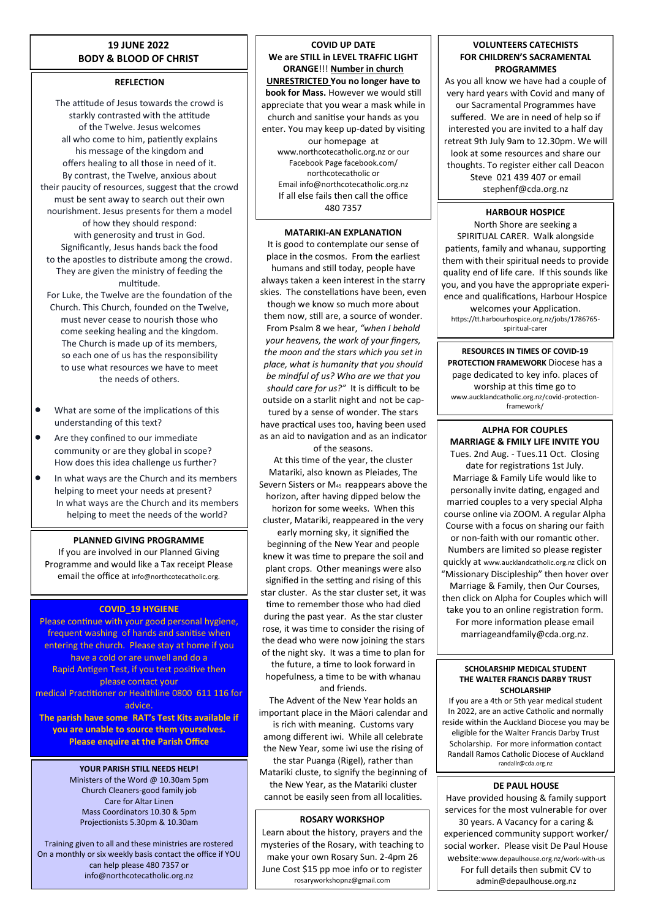## 19 JUNE 2022
## BODY & BLOOD OF CHRIST

### REFLECTION

The attitude of Jesus towards the crowd is starkly contrasted with the attitude of the Twelve. Jesus welcomes all who come to him, patiently explains his message of the kingdom and offers healing to all those in need of it. By contrast, the Twelve, anxious about their paucity of resources, suggest that the crowd must be sent away to search out their own nourishment. Jesus presents for them a model of how they should respond: with generosity and trust in God. Significantly, Jesus hands back the food to the apostles to distribute among the crowd. They are given the ministry of feeding the multitude.

For Luke, the Twelve are the foundation of the Church. This Church, founded on the Twelve, must never cease to nourish those who come seeking healing and the kingdom. The Church is made up of its members, so each one of us has the responsibility to use what resources we have to meet the needs of others.

- What are some of the implications of this understanding of this text?
- Are they confined to our immediate community or are they global in scope? How does this idea challenge us further?
- In what ways are the Church and its members helping to meet your needs at present? In what ways are the Church and its members helping to meet the needs of the world?

### PLANNED GIVING PROGRAMME

If you are involved in our Planned Giving Programme and would like a Tax receipt Please email the office at info@northcotecatholic.org.

### COVID_19 HYGIENE

Please continue with your good personal hygiene, frequent washing of hands and sanitise when entering the church. Please stay at home if you have a cold or are unwell and do a Rapid Antigen Test, if you test positive then please contact your medical Practitioner or Healthline 0800 611 116 for advice.

**The parish have some RAT's Test Kits available if you are unable to source them yourselves. Please enquire at the Parish Office**

### YOUR PARISH STILL NEEDS HELP!

Ministers of the Word @ 10.30am 5pm
Church Cleaners-good family job
Care for Altar Linen
Mass Coordinators 10.30 & 5pm
Projectionists 5.30pm & 10.30am

Training given to all and these ministries are rostered On a monthly or six weekly basis contact the office if YOU can help please 480 7357 or info@northcotecatholic.org.nz

### COVID UP DATE

**We are STILL in LEVEL TRAFFIC LIGHT ORANGE!!! Number in church UNRESTRICTED You no longer have to book for Mass.** However we would still appreciate that you wear a mask while in church and sanitise your hands as you enter. You may keep up-dated by visiting our homepage at www.northcotecatholic.org.nz or our Facebook Page facebook.com/northcotecatholic or Email info@northcotecatholic.org.nz If all else fails then call the office 480 7357

### MATARIKI-AN EXPLANATION

It is good to contemplate our sense of place in the cosmos. From the earliest humans and still today, people have always taken a keen interest in the starry skies. The constellations have been, even though we know so much more about them now, still are, a source of wonder. From Psalm 8 we hear, *"when I behold your heavens, the work of your fingers, the moon and the stars which you set in place, what is humanity that you should be mindful of us? Who are we that you should care for us?"* It is difficult to be outside on a starlit night and not be captured by a sense of wonder. The stars have practical uses too, having been used as an aid to navigation and as an indicator of the seasons.

At this time of the year, the cluster Matariki, also known as Pleiades, The Severn Sisters or M45 reappears above the horizon, after having dipped below the horizon for some weeks. When this cluster, Matariki, reappeared in the very early morning sky, it signified the beginning of the New Year and people knew it was time to prepare the soil and plant crops. Other meanings were also signified in the setting and rising of this star cluster. As the star cluster set, it was time to remember those who had died during the past year. As the star cluster rose, it was time to consider the rising of the dead who were now joining the stars of the night sky. It was a time to plan for the future, a time to look forward in hopefulness, a time to be with whanau and friends.

The Advent of the New Year holds an important place in the Māori calendar and is rich with meaning. Customs vary among different iwi. While all celebrate the New Year, some iwi use the rising of the star Puanga (Rigel), rather than Matariki cluste, to signify the beginning of the New Year, as the Matariki cluster cannot be easily seen from all localities.

### ROSARY WORKSHOP

Learn about the history, prayers and the mysteries of the Rosary, with teaching to make your own Rosary Sun. 2-4pm 26 June Cost $15 pp moe info or to register rosaryworkshopnz@gmail.com

### VOLUNTEERS CATECHISTS FOR CHILDREN'S SACRAMENTAL PROGRAMMES

As you all know we have had a couple of very hard years with Covid and many of our Sacramental Programmes have suffered. We are in need of help so if interested you are invited to a half day retreat 9th July 9am to 12.30pm. We will look at some resources and share our thoughts. To register either call Deacon Steve 021 439 407 or email stephenf@cda.org.nz

### HARBOUR HOSPICE

North Shore are seeking a SPIRITUAL CARER. Walk alongside patients, family and whanau, supporting them with their spiritual needs to provide quality end of life care. If this sounds like you, and you have the appropriate experience and qualifications, Harbour Hospice welcomes your Application. https://tt.harbourhospice.org.nz/jobs/1786765-spiritual-carer

### RESOURCES IN TIMES OF COVID-19 PROTECTION FRAMEWORK

**RESOURCES IN TIMES OF COVID-19 PROTECTION FRAMEWORK** Diocese has a page dedicated to key info. places of worship at this time go to www.aucklandcatholic.org.nz/covid-protection-framework/

### ALPHA FOR COUPLES
### MARRIAGE & FMILY LIFE INVITE YOU

Tues. 2nd Aug. - Tues.11 Oct. Closing date for registrations 1st July. Marriage & Family Life would like to personally invite dating, engaged and married couples to a very special Alpha course online via ZOOM. A regular Alpha Course with a focus on sharing our faith or non-faith with our romantic other. Numbers are limited so please register quickly at www.aucklandcatholic.org.nz click on "Missionary Discipleship" then hover over Marriage & Family, then Our Courses, then click on Alpha for Couples which will take you to an online registration form. For more information please email marriageandfamily@cda.org.nz.

### SCHOLARSHIP MEDICAL STUDENT
### THE WALTER FRANCIS DARBY TRUST SCHOLARSHIP

If you are a 4th or 5th year medical student In 2022, are an active Catholic and normally reside within the Auckland Diocese you may be eligible for the Walter Francis Darby Trust Scholarship. For more information contact Randall Ramos Catholic Diocese of Auckland randallr@cda.org.nz

### DE PAUL HOUSE

Have provided housing & family support services for the most vulnerable for over 30 years. A Vacancy for a caring & experienced community support worker/social worker. Please visit De Paul House website:www.depaulhouse.org.nz/work-with-us For full details then submit CV to admin@depaulhouse.org.nz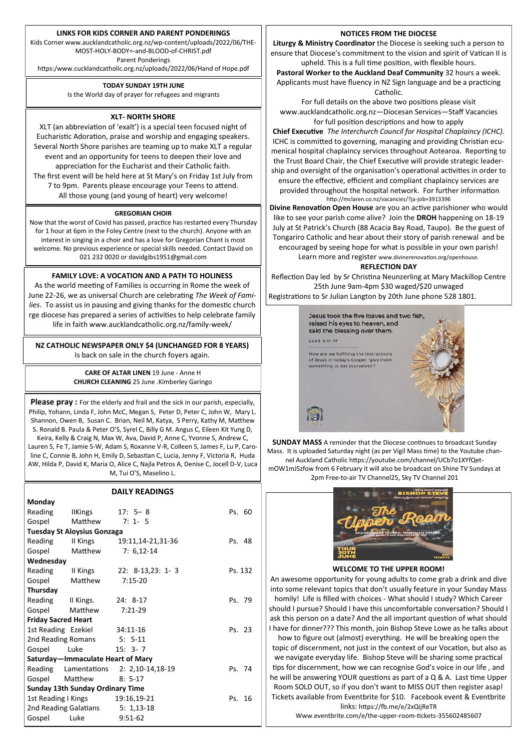### LINKS FOR KIDS CORNER AND PARENT PONDERINGS

Kids Corner www.aucklandcatholic.org.nz/wp-content/uploads/2022/06/THE-MOST-HOLY-BODY=-and-BLOOD-of-CHRIST.pdf

Parent Ponderings

https:/www.cucklandcatholic.org.nz/uploads/2022/06/Hand of Hope.pdf

### TODAY SUNDAY 19TH JUNE

Is the World day of prayer for refugees and migrants

### XLT- NORTH SHORE

XLT (an abbreviation of 'exalt') is a special teen focused night of Eucharistic Adoration, praise and worship and engaging speakers. Several North Shore parishes are teaming up to make XLT a regular event and an opportunity for teens to deepen their love and appreciation for the Eucharist and their Catholic faith. The first event will be held here at St Mary's on Friday 1st July from 7 to 9pm. Parents please encourage your Teens to attend. All those young (and young of heart) very welcome!

### GREGORIAN CHOIR

Now that the worst of Covid has passed, practice has restarted every Thursday for 1 hour at 6pm in the Foley Centre (next to the church). Anyone with an interest in singing in a choir and has a love for Gregorian Chant is most welcome. No previous experience or special skills needed. Contact David on 021 232 0020 or davidgibs1951@gmail.com

### FAMILY LOVE: A VOCATION AND A PATH TO HOLINESS

As the world meeting of Families is occurring in Rome the week of June 22-26, we as universal Church are celebrating *The Week of Families*. To assist us in pausing and giving thanks for the domestic church rge diocese has prepared a series of activities to help celebrate family life in faith www.aucklandcatholic.org.nz/family-week/

### NZ CATHOLIC NEWSPAPER ONLY $4 (UNCHANGED FOR 8 YEARS)

Is back on sale in the church foyers again.

**CARE OF ALTAR LINEN** 19 June - Anne H
**CHURCH CLEANING** 25 June .Kimberley Garingo

**Please pray :** For the elderly and frail and the sick in our parish, especially, Philip, Yohann, Linda F, John McC, Megan S, Peter D, Peter C, John W, Mary L. Shannon, Owen B, Susan C. Brian, Neil M, Katya, S Perry, Kathy M, Matthew S. Ronald B. Paula & Peter O'S, Syrel C, Billy G M. Angus C, Eileen Kit Yung D, Keira, Kelly & Craig N, Max W, Ava, David P, Anne C, Yvonne S, Andrew C, Lauren S, Fe T, Jamie S-W, Adam S, Roxanne V-R, Colleen S, James F, Lu P, Caroline C, Connie B, John H, Emily D, Sebastian C, Lucia, Jenny F, Victoria R, Huda AW, Hilda P, David K, Maria O, Alice C, Najla Petros A, Denise C, Jocell D-V, Luca M, Tui O'S, Maselino L.

### DAILY READINGS

| | | | |
|---|---|---|---|
| **Monday** | | | |
| Reading | IIKings | 17: 5– 8 | Ps. 60 |
| Gospel | Matthew | 7: 1- 5 | |
| **Tuesday St Aloysius Gonzaga** | | | |
| Reading | II Kings | 19:11,14-21,31-36 | Ps. 48 |
| Gospel | Matthew | 7: 6,12-14 | |
| **Wednesday** | | | |
| Reading | II Kings | 22: 8-13,23: 1- 3 | Ps. 132 |
| Gospel | Matthew | 7:15-20 | |
| **Thursday** | | | |
| Reading | II Kings. | 24: 8-17 | Ps. 79 |
| Gospel | Matthew | 7:21-29 | |
| **Friday Sacred Heart** | | | |
| 1st Reading | Ezekiel | 34:11-16 | Ps. 23 |
| 2nd Reading | Romans | 5: 5-11 | |
| Gospel | Luke | 15: 3- 7 | |
| **Saturday—Immaculate Heart of Mary** | | | |
| Reading | Lamentations | 2: 2,10-14,18-19 | Ps. 74 |
| Gospel | Matthew | 8: 5-17 | |
| **Sunday 13th Sunday Ordinary Time** | | | |
| 1st Reading | I Kings | 19:16,19-21 | Ps. 16 |
| 2nd Reading | Galatians | 5: 1,13-18 | |
| Gospel | Luke | 9:51-62 | |

### NOTICES FROM THE DIOCESE

**Liturgy & Ministry Coordinator** the Diocese is seeking such a person to ensure that Diocese's commitment to the vision and spirit of Vatican II is upheld. This is a full time position, with flexible hours.

**Pastoral Worker to the Auckland Deaf Community** 32 hours a week. Applicants must have fluency in NZ Sign language and be a practicing Catholic.

For full details on the above two positions please visit www.aucklandcatholic.org.nz—Diocesan Services—Staff Vacancies for full position descriptions and how to apply

**Chief Executive** *The Interchurch Council for Hospital Chaplaincy (ICHC).* ICHC is committed to governing, managing and providing Christian ecumenical hospital chaplaincy services throughout Aotearoa. Reporting to the Trust Board Chair, the Chief Executive will provide strategic leadership and oversight of the organisation's operational activities in order to ensure the effective, efficient and compliant chaplaincy services are provided throughout the hospital network. For further information http://mclaren.co.nz/vacancies/?ja-job=3913396

**Divine Renovation Open House** are you an active parishioner who would like to see your parish come alive? Join the **DROH** happening on 18-19 July at St Patrick's Church (88 Acacia Bay Road, Taupo). Be the guest of Tongariro Catholic and hear about their story of parish renewal and be encouraged by seeing hope for what is possible in your own parish! Learn more and register www.divinerenovation.org/openhouse.

### REFLECTION DAY

Reflection Day led by Sr Christina Neunzerling at Mary Mackillop Centre 25th June 9am-4pm $30 waged/$20 unwaged
Registrations to Sr Julian Langton by 20th June phone 528 1801.

Jesus took the five loaves and two fish, raised his eyes to heaven, and said the blessing over them.
LUKE 9:11-17
How are we fulfilling the instructions of Jesus in today's Gospel: 'give them something to eat yourselves'?

**SUNDAY MASS** A reminder that the Diocese continues to broadcast Sunday Mass. It is uploaded Saturday night (as per Vigil Mass time) to the Youtube channel Auckland Catholic https://youtube.com/channel/UCb7o1XYfQet-mOW1mJSzfow from 6 February it will also be broadcast on Shine TV Sundays at 2pm Free-to-air TV Channel25, Sky TV Channel 201

With guest speaker BISHOP STEVE
The Upper Room
Shakespeare Tavern, Wyndham Street
Thur 30th June
$10 Tickets

### WELCOME TO THE UPPER ROOM!

An awesome opportunity for young adults to come grab a drink and dive into some relevant topics that don't usually feature in your Sunday Mass homily! Life is filled with choices - What should I study? Which Career should I pursue? Should I have this uncomfortable conversation? Should I ask this person on a date? And the all important question of what should I have for dinner??? This month, join Bishop Steve Lowe as he talks about how to figure out (almost) everything. He will be breaking open the topic of discernment, not just in the context of our Vocation, but also as we navigate everyday life. Bishop Steve will be sharing some practical tips for discernment, how we can recognise God's voice in our life , and he will be answering YOUR questions as part of a Q & A. Last time Upper Room SOLD OUT, so if you don't want to MISS OUT then register asap! Tickets available from Eventbrite for $10. Facebook event & Eventbrite links: https://fb.me/e/2xQijReTR
Www.eventbrite.com/e/the-upper-room-tickets-355602485607